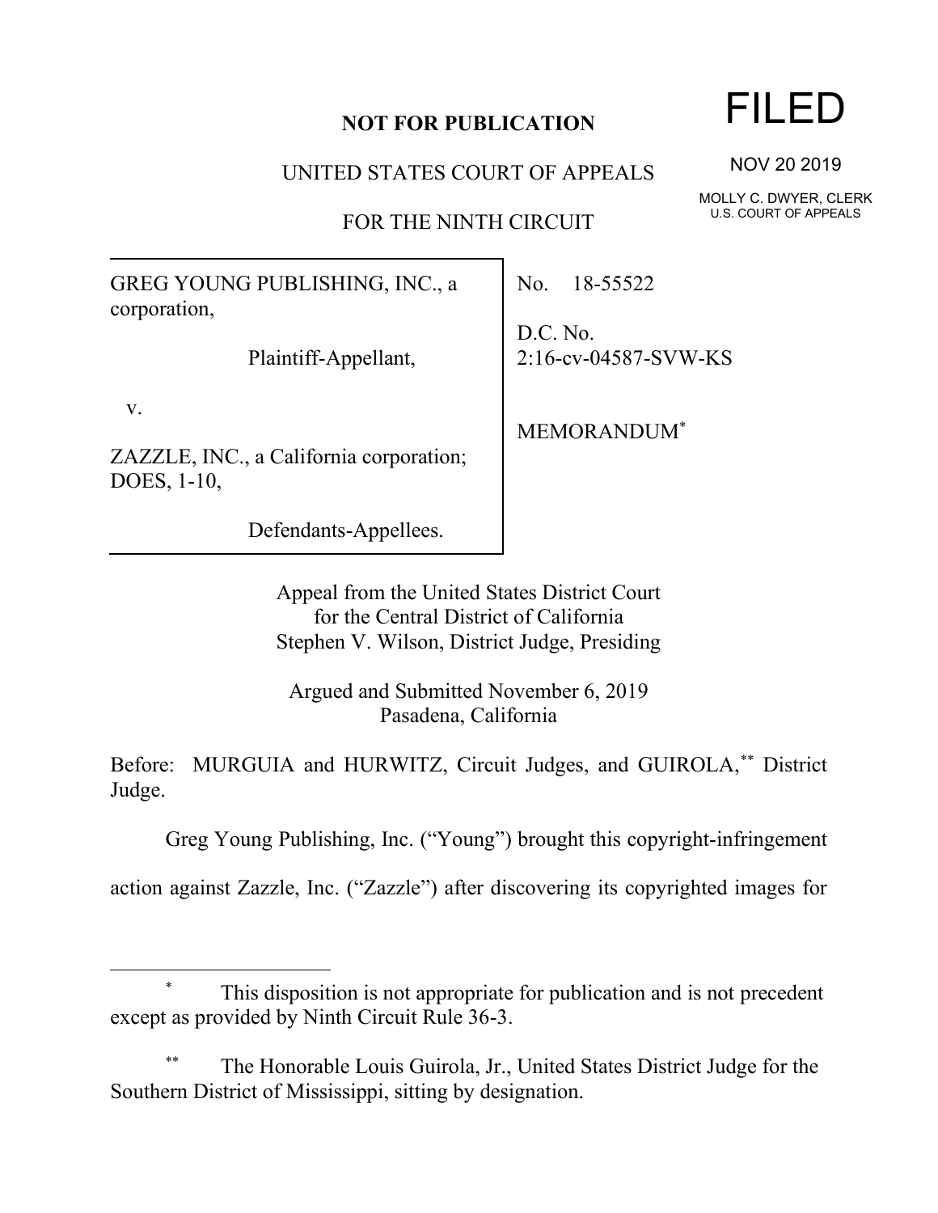**NOT FOR PUBLICATION**

UNITED STATES COURT OF APPEALS

FOR THE NINTH CIRCUIT

FILED

NOV 20 2019

MOLLY C. DWYER, CLERK
U.S. COURT OF APPEALS

| | |
|---|---|
| GREG YOUNG PUBLISHING, INC., a corporation,<br><br>Plaintiff-Appellant,<br><br>v.<br><br>ZAZZLE, INC., a California corporation; DOES, 1-10,<br><br>Defendants-Appellees. | No. 18-55522<br><br>D.C. No. 2:16-cv-04587-SVW-KS<br><br>MEMORANDUM* |

Appeal from the United States District Court
for the Central District of California
Stephen V. Wilson, District Judge, Presiding

Argued and Submitted November 6, 2019
Pasadena, California

Before: MURGUIA and HURWITZ, Circuit Judges, and GUIROLA,** District Judge.

Greg Young Publishing, Inc. ("Young") brought this copyright-infringement action against Zazzle, Inc. ("Zazzle") after discovering its copyrighted images for

---

* This disposition is not appropriate for publication and is not precedent except as provided by Ninth Circuit Rule 36-3.

** The Honorable Louis Guirola, Jr., United States District Judge for the Southern District of Mississippi, sitting by designation.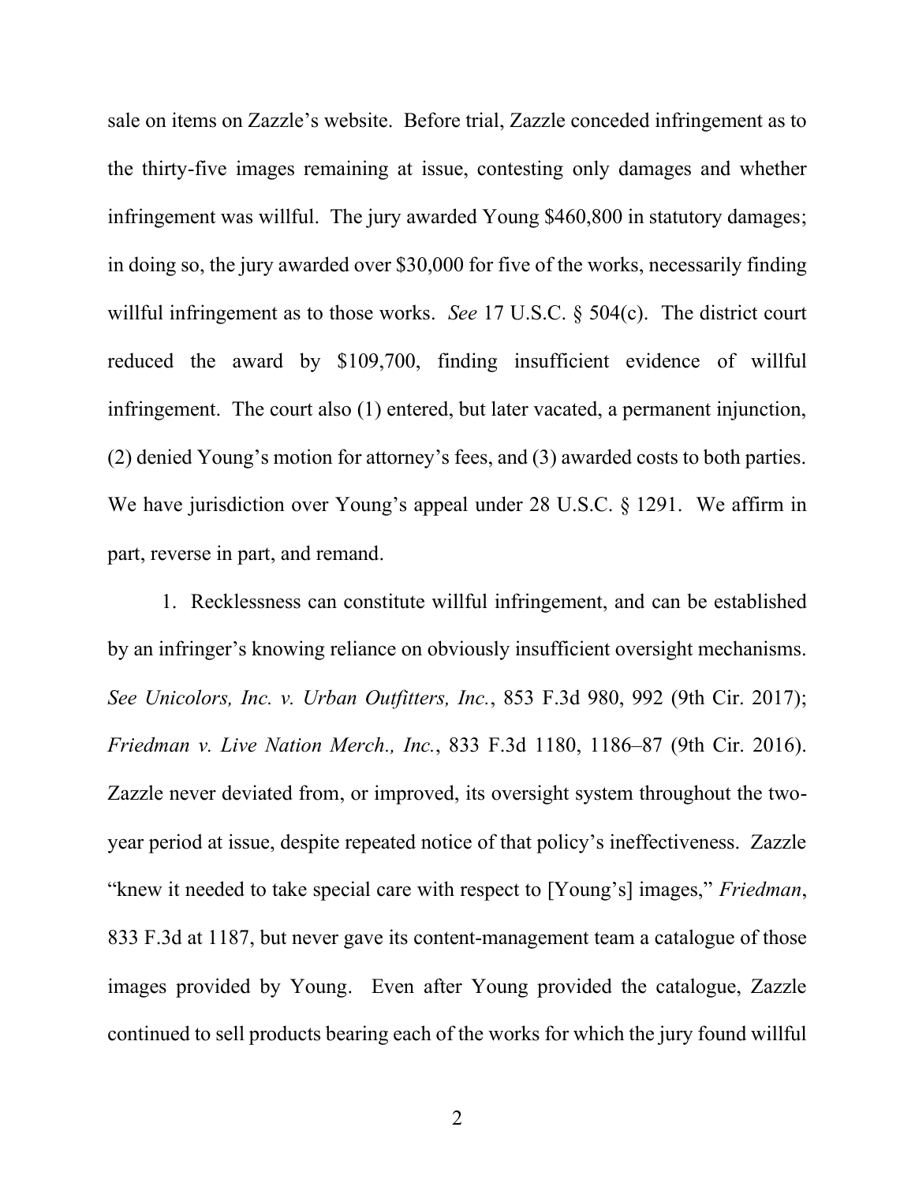sale on items on Zazzle's website. Before trial, Zazzle conceded infringement as to the thirty-five images remaining at issue, contesting only damages and whether infringement was willful. The jury awarded Young $460,800 in statutory damages; in doing so, the jury awarded over $30,000 for five of the works, necessarily finding willful infringement as to those works. *See* 17 U.S.C. § 504(c). The district court reduced the award by $109,700, finding insufficient evidence of willful infringement. The court also (1) entered, but later vacated, a permanent injunction, (2) denied Young's motion for attorney's fees, and (3) awarded costs to both parties. We have jurisdiction over Young's appeal under 28 U.S.C. § 1291. We affirm in part, reverse in part, and remand.

1. Recklessness can constitute willful infringement, and can be established by an infringer's knowing reliance on obviously insufficient oversight mechanisms. *See Unicolors, Inc. v. Urban Outfitters, Inc.*, 853 F.3d 980, 992 (9th Cir. 2017); *Friedman v. Live Nation Merch., Inc.*, 833 F.3d 1180, 1186–87 (9th Cir. 2016). Zazzle never deviated from, or improved, its oversight system throughout the two-year period at issue, despite repeated notice of that policy's ineffectiveness. Zazzle "knew it needed to take special care with respect to [Young's] images," *Friedman*, 833 F.3d at 1187, but never gave its content-management team a catalogue of those images provided by Young. Even after Young provided the catalogue, Zazzle continued to sell products bearing each of the works for which the jury found willful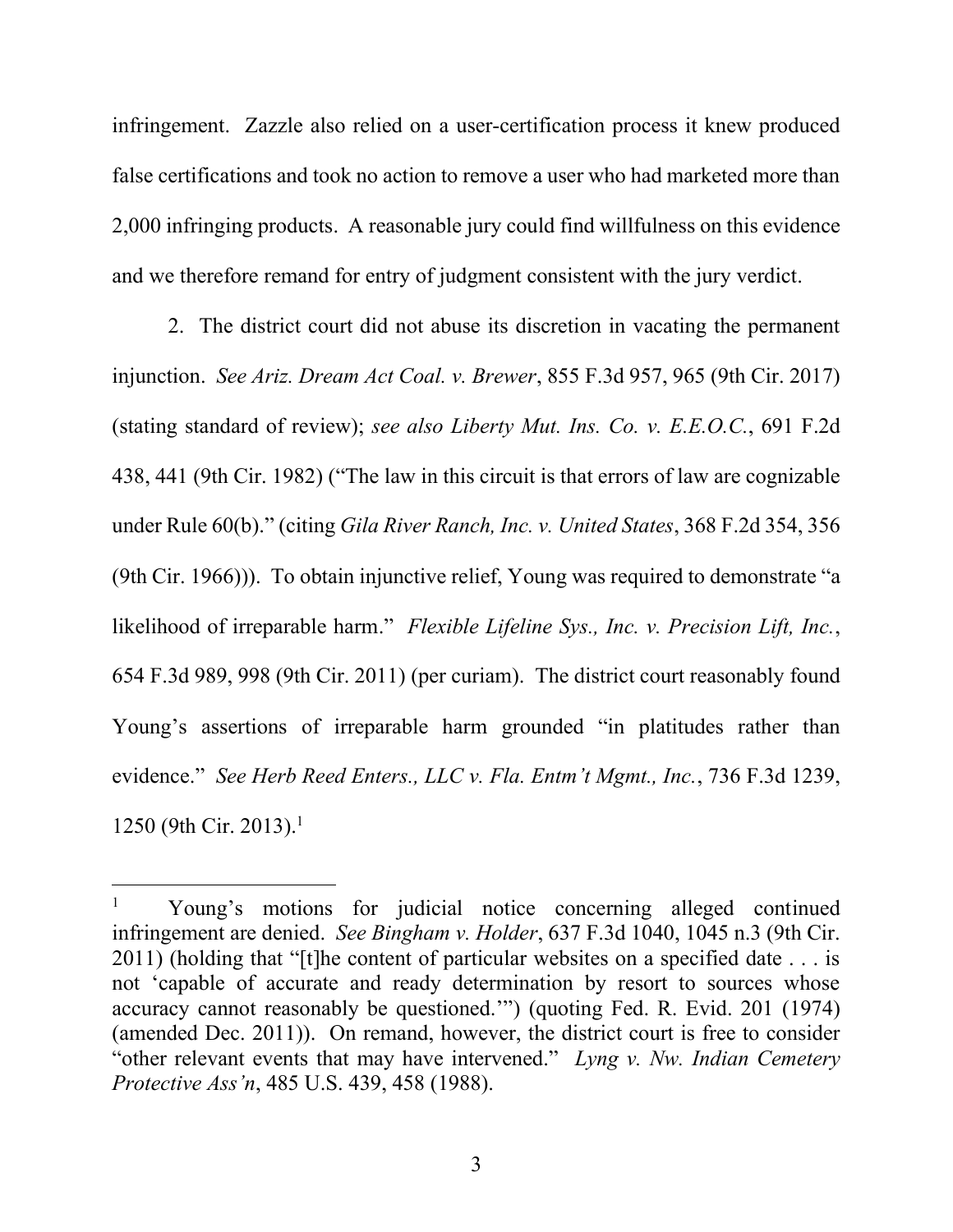infringement. Zazzle also relied on a user-certification process it knew produced false certifications and took no action to remove a user who had marketed more than 2,000 infringing products. A reasonable jury could find willfulness on this evidence and we therefore remand for entry of judgment consistent with the jury verdict.

2. The district court did not abuse its discretion in vacating the permanent injunction. *See Ariz. Dream Act Coal. v. Brewer*, 855 F.3d 957, 965 (9th Cir. 2017) (stating standard of review); *see also Liberty Mut. Ins. Co. v. E.E.O.C.*, 691 F.2d 438, 441 (9th Cir. 1982) ("The law in this circuit is that errors of law are cognizable under Rule 60(b)." (citing *Gila River Ranch, Inc. v. United States*, 368 F.2d 354, 356 (9th Cir. 1966))). To obtain injunctive relief, Young was required to demonstrate "a likelihood of irreparable harm." *Flexible Lifeline Sys., Inc. v. Precision Lift, Inc.*, 654 F.3d 989, 998 (9th Cir. 2011) (per curiam). The district court reasonably found Young's assertions of irreparable harm grounded "in platitudes rather than evidence." *See Herb Reed Enters., LLC v. Fla. Entm't Mgmt., Inc.*, 736 F.3d 1239, 1250 (9th Cir. 2013).[1]

---

[1] Young's motions for judicial notice concerning alleged continued infringement are denied. *See Bingham v. Holder*, 637 F.3d 1040, 1045 n.3 (9th Cir. 2011) (holding that "[t]he content of particular websites on a specified date . . . is not 'capable of accurate and ready determination by resort to sources whose accuracy cannot reasonably be questioned.'") (quoting Fed. R. Evid. 201 (1974) (amended Dec. 2011)). On remand, however, the district court is free to consider "other relevant events that may have intervened." *Lyng v. Nw. Indian Cemetery Protective Ass'n*, 485 U.S. 439, 458 (1988).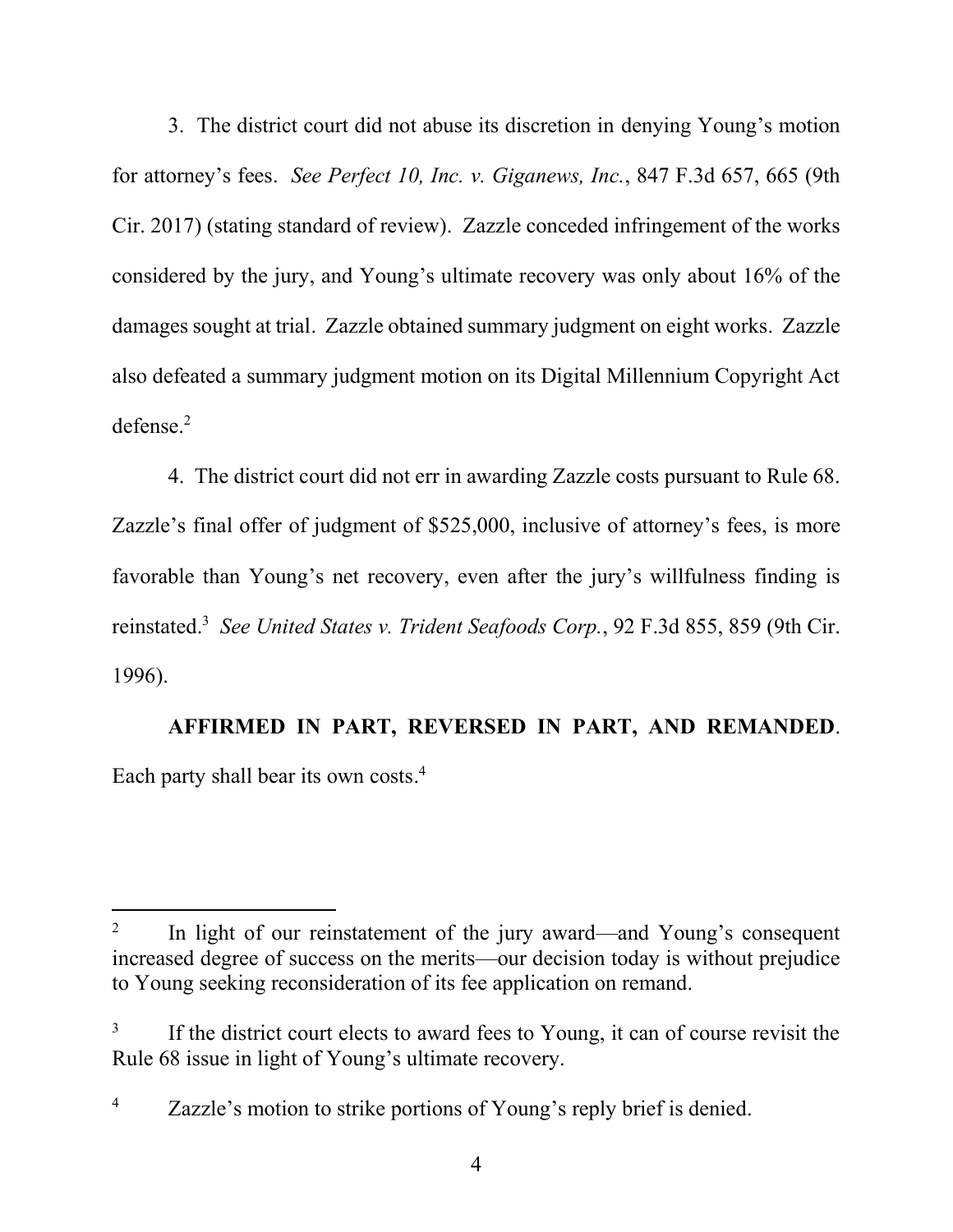3. The district court did not abuse its discretion in denying Young's motion for attorney's fees. *See Perfect 10, Inc. v. Giganews, Inc.*, 847 F.3d 657, 665 (9th Cir. 2017) (stating standard of review). Zazzle conceded infringement of the works considered by the jury, and Young's ultimate recovery was only about 16% of the damages sought at trial. Zazzle obtained summary judgment on eight works. Zazzle also defeated a summary judgment motion on its Digital Millennium Copyright Act defense.[2]

4. The district court did not err in awarding Zazzle costs pursuant to Rule 68. Zazzle's final offer of judgment of $525,000, inclusive of attorney's fees, is more favorable than Young's net recovery, even after the jury's willfulness finding is reinstated.[3] *See United States v. Trident Seafoods Corp.*, 92 F.3d 855, 859 (9th Cir. 1996).

**AFFIRMED IN PART, REVERSED IN PART, AND REMANDED**. Each party shall bear its own costs.[4]

---

[2] In light of our reinstatement of the jury award—and Young's consequent increased degree of success on the merits—our decision today is without prejudice to Young seeking reconsideration of its fee application on remand.

[3] If the district court elects to award fees to Young, it can of course revisit the Rule 68 issue in light of Young's ultimate recovery.

[4] Zazzle's motion to strike portions of Young's reply brief is denied.